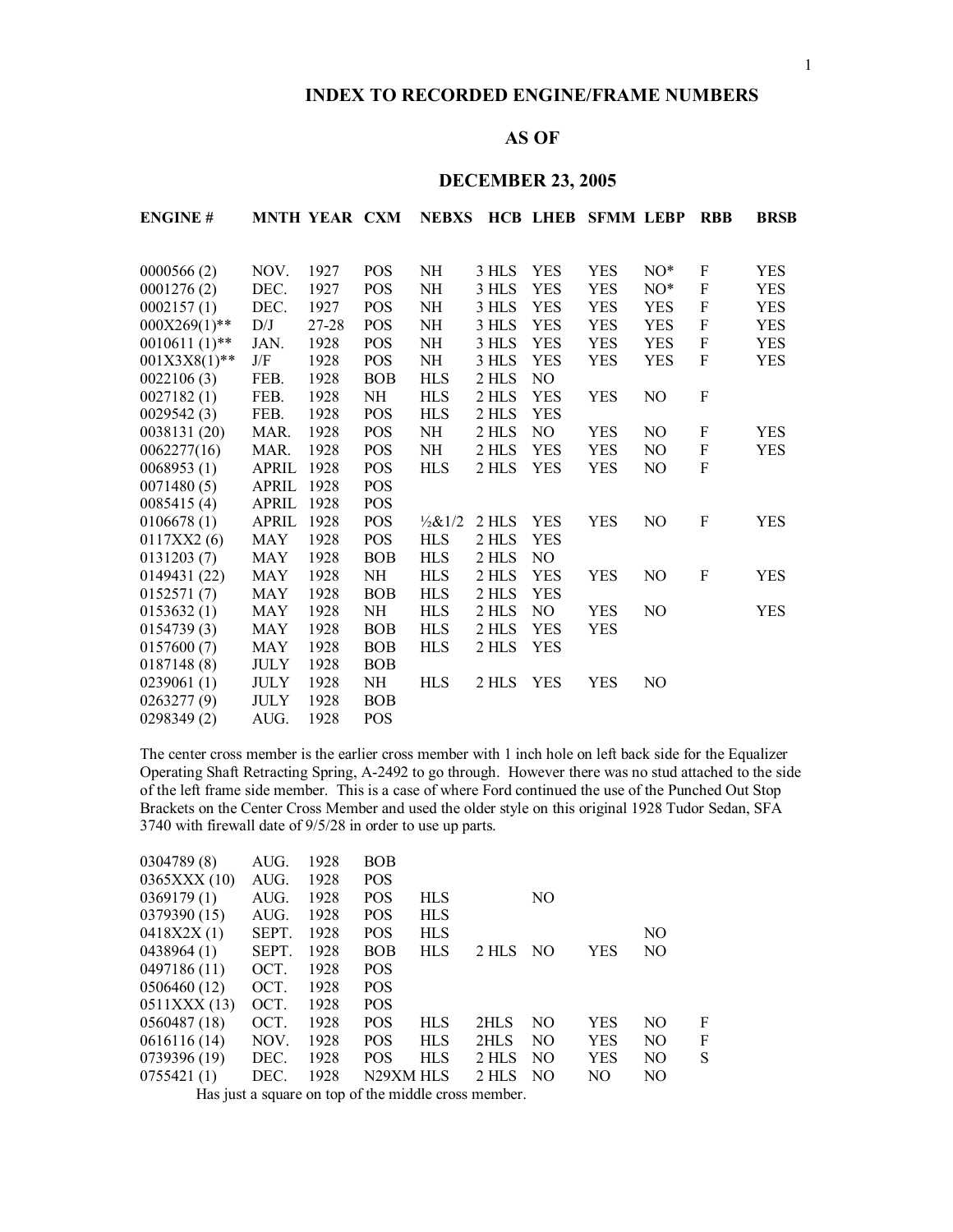# INDEX TO RECORDED ENGINE/FRAME NUMBERS

## AS OF

## DECEMBER 23, 2005

| ENGINE # | MNTH | YEAR | CXM | NEBXS | HCB | LHEB | SFMM | LEBP | RBB | BRSB |
|---|---|---|---|---|---|---|---|---|---|---|
| 0000566 (2) | NOV. | 1927 | POS | NH | 3 HLS | YES | YES | NO* | F | YES |
| 0001276 (2) | DEC. | 1927 | POS | NH | 3 HLS | YES | YES | NO* | F | YES |
| 0002157 (1) | DEC. | 1927 | POS | NH | 3 HLS | YES | YES | YES | F | YES |
| 000X269(1)** | D/J | 27-28 | POS | NH | 3 HLS | YES | YES | YES | F | YES |
| 0010611 (1)** | JAN. | 1928 | POS | NH | 3 HLS | YES | YES | YES | F | YES |
| 001X3X8(1)** | J/F | 1928 | POS | NH | 3 HLS | YES | YES | YES | F | YES |
| 0022106 (3) | FEB. | 1928 | BOB | HLS | 2 HLS | NO | | | | |
| 0027182 (1) | FEB. | 1928 | NH | HLS | 2 HLS | YES | YES | NO | F | |
| 0029542 (3) | FEB. | 1928 | POS | HLS | 2 HLS | YES | | | | |
| 0038131 (20) | MAR. | 1928 | POS | NH | 2 HLS | NO | YES | NO | F | YES |
| 0062277(16) | MAR. | 1928 | POS | NH | 2 HLS | YES | YES | NO | F | YES |
| 0068953 (1) | APRIL | 1928 | POS | HLS | 2 HLS | YES | YES | NO | F | |
| 0071480 (5) | APRIL | 1928 | POS | | | | | | | |
| 0085415 (4) | APRIL | 1928 | POS | | | | | | | |
| 0106678 (1) | APRIL | 1928 | POS | ½&1/2 | 2 HLS | YES | YES | NO | F | YES |
| 0117XX2 (6) | MAY | 1928 | POS | HLS | 2 HLS | YES | | | | |
| 0131203 (7) | MAY | 1928 | BOB | HLS | 2 HLS | NO | | | | |
| 0149431 (22) | MAY | 1928 | NH | HLS | 2 HLS | YES | YES | NO | F | YES |
| 0152571 (7) | MAY | 1928 | BOB | HLS | 2 HLS | YES | | | | |
| 0153632 (1) | MAY | 1928 | NH | HLS | 2 HLS | NO | YES | NO | | YES |
| 0154739 (3) | MAY | 1928 | BOB | HLS | 2 HLS | YES | YES | | | |
| 0157600 (7) | MAY | 1928 | BOB | HLS | 2 HLS | YES | | | | |
| 0187148 (8) | JULY | 1928 | BOB | | | | | | | |
| 0239061 (1) | JULY | 1928 | NH | HLS | 2 HLS | YES | YES | NO | | |
| 0263277 (9) | JULY | 1928 | BOB | | | | | | | |
| 0298349 (2) | AUG. | 1928 | POS | | | | | | | |

The center cross member is the earlier cross member with 1 inch hole on left back side for the Equalizer Operating Shaft Retracting Spring, A-2492 to go through. However there was no stud attached to the side of the left frame side member. This is a case of where Ford continued the use of the Punched Out Stop Brackets on the Center Cross Member and used the older style on this original 1928 Tudor Sedan, SFA 3740 with firewall date of 9/5/28 in order to use up parts.

| ENGINE # | MNTH | YEAR | CXM | NEBXS | HCB | LHEB | SFMM | LEBP | RBB | BRSB |
|---|---|---|---|---|---|---|---|---|---|---|
| 0304789 (8) | AUG. | 1928 | BOB | | | | | | | |
| 0365XXX (10) | AUG. | 1928 | POS | | | | | | | |
| 0369179 (1) | AUG. | 1928 | POS | HLS | | NO | | | | |
| 0379390 (15) | AUG. | 1928 | POS | HLS | | | | | | |
| 0418X2X (1) | SEPT. | 1928 | POS | HLS | | | | NO | | |
| 0438964 (1) | SEPT. | 1928 | BOB | HLS | 2 HLS | NO | YES | NO | | |
| 0497186 (11) | OCT. | 1928 | POS | | | | | | | |
| 0506460 (12) | OCT. | 1928 | POS | | | | | | | |
| 0511XXX (13) | OCT. | 1928 | POS | | | | | | | |
| 0560487 (18) | OCT. | 1928 | POS | HLS | 2HLS | NO | YES | NO | F | |
| 0616116 (14) | NOV. | 1928 | POS | HLS | 2HLS | NO | YES | NO | F | |
| 0739396 (19) | DEC. | 1928 | POS | HLS | 2 HLS | NO | YES | NO | S | |
| 0755421 (1) | DEC. | 1928 | N29XM | HLS | 2 HLS | NO | NO | NO | | |

Has just a square on top of the middle cross member.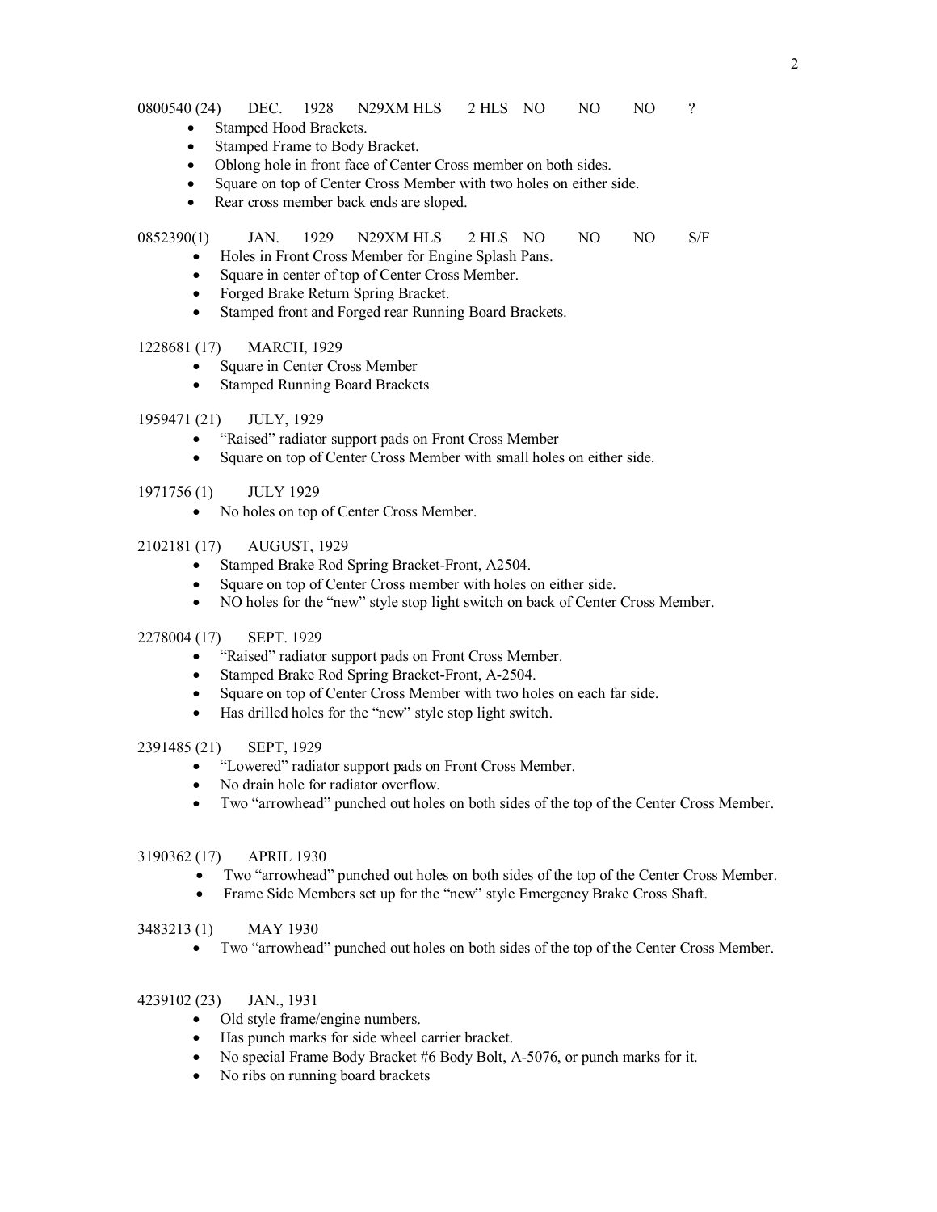0800540 (24) DEC. 1928 N29XM HLS 2 HLS NO NO NO ?

- Stamped Hood Brackets.
- Stamped Frame to Body Bracket.
- Oblong hole in front face of Center Cross member on both sides.
- Square on top of Center Cross Member with two holes on either side.
- Rear cross member back ends are sloped.

0852390(1) JAN. 1929 N29XM HLS 2 HLS NO NO NO S/F

- Holes in Front Cross Member for Engine Splash Pans.
- Square in center of top of Center Cross Member.
- Forged Brake Return Spring Bracket.
- Stamped front and Forged rear Running Board Brackets.

1228681 (17) MARCH, 1929

- Square in Center Cross Member
- Stamped Running Board Brackets

1959471 (21) JULY, 1929

- "Raised" radiator support pads on Front Cross Member
- Square on top of Center Cross Member with small holes on either side.

1971756 (1) JULY 1929

- No holes on top of Center Cross Member.

2102181 (17) AUGUST, 1929

- Stamped Brake Rod Spring Bracket-Front, A2504.
- Square on top of Center Cross member with holes on either side.
- NO holes for the "new" style stop light switch on back of Center Cross Member.

2278004 (17) SEPT. 1929

- "Raised" radiator support pads on Front Cross Member.
- Stamped Brake Rod Spring Bracket-Front, A-2504.
- Square on top of Center Cross Member with two holes on each far side.
- Has drilled holes for the "new" style stop light switch.

2391485 (21) SEPT, 1929

- "Lowered" radiator support pads on Front Cross Member.
- No drain hole for radiator overflow.
- Two "arrowhead" punched out holes on both sides of the top of the Center Cross Member.

3190362 (17) APRIL 1930

- Two "arrowhead" punched out holes on both sides of the top of the Center Cross Member.
- Frame Side Members set up for the "new" style Emergency Brake Cross Shaft.

3483213 (1) MAY 1930

- Two "arrowhead" punched out holes on both sides of the top of the Center Cross Member.

4239102 (23) JAN., 1931

- Old style frame/engine numbers.
- Has punch marks for side wheel carrier bracket.
- No special Frame Body Bracket #6 Body Bolt, A-5076, or punch marks for it.
- No ribs on running board brackets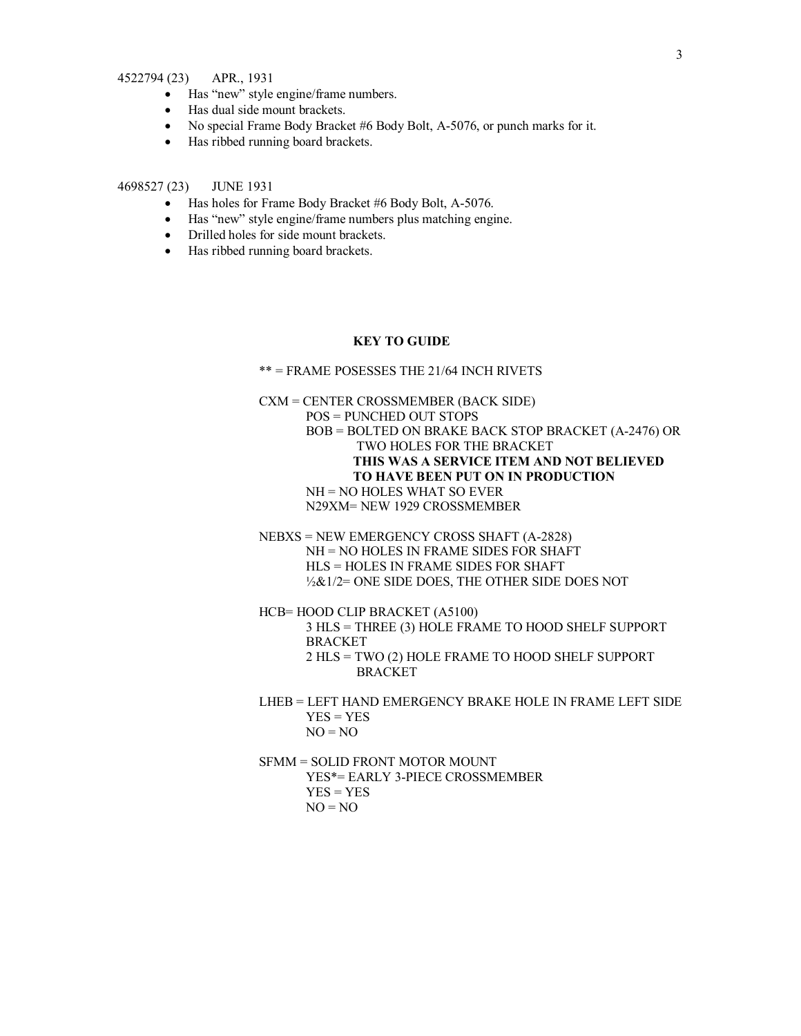4522794 (23) APR., 1931

- Has "new" style engine/frame numbers.
- Has dual side mount brackets.
- No special Frame Body Bracket #6 Body Bolt, A-5076, or punch marks for it.
- Has ribbed running board brackets.

4698527 (23) JUNE 1931

- Has holes for Frame Body Bracket #6 Body Bolt, A-5076.
- Has "new" style engine/frame numbers plus matching engine.
- Drilled holes for side mount brackets.
- Has ribbed running board brackets.

**KEY TO GUIDE**

** = FRAME POSESSES THE 21/64 INCH RIVETS

CXM = CENTER CROSSMEMBER (BACK SIDE)
- POS = PUNCHED OUT STOPS
- BOB = BOLTED ON BRAKE BACK STOP BRACKET (A-2476) OR TWO HOLES FOR THE BRACKET
  **THIS WAS A SERVICE ITEM AND NOT BELIEVED TO HAVE BEEN PUT ON IN PRODUCTION**
- NH = NO HOLES WHAT SO EVER
- N29XM= NEW 1929 CROSSMEMBER

NEBXS = NEW EMERGENCY CROSS SHAFT (A-2828)
- NH = NO HOLES IN FRAME SIDES FOR SHAFT
- HLS = HOLES IN FRAME SIDES FOR SHAFT
- ½&1/2= ONE SIDE DOES, THE OTHER SIDE DOES NOT

HCB= HOOD CLIP BRACKET (A5100)
- 3 HLS = THREE (3) HOLE FRAME TO HOOD SHELF SUPPORT BRACKET
- 2 HLS = TWO (2) HOLE FRAME TO HOOD SHELF SUPPORT BRACKET

LHEB = LEFT HAND EMERGENCY BRAKE HOLE IN FRAME LEFT SIDE
- YES = YES
- NO = NO

SFMM = SOLID FRONT MOTOR MOUNT
- YES*= EARLY 3-PIECE CROSSMEMBER
- YES = YES
- NO = NO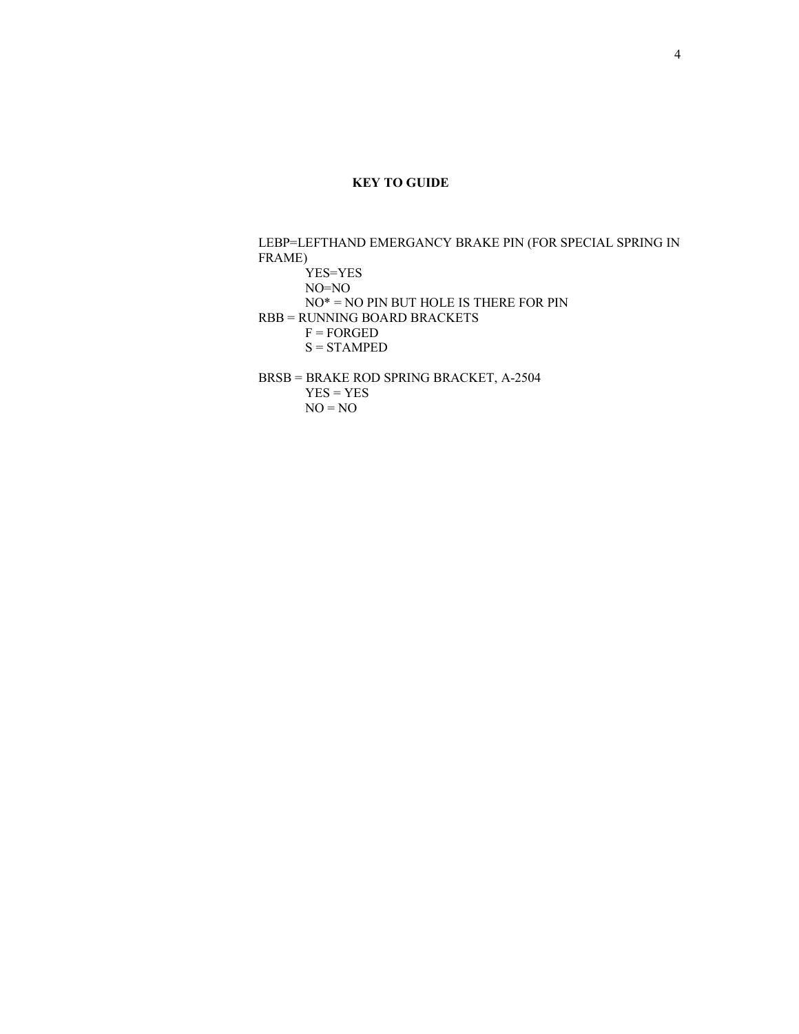## KEY TO GUIDE

LEBP=LEFTHAND EMERGANCY BRAKE PIN (FOR SPECIAL SPRING IN FRAME)

- YES=YES
- NO=NO
- NO* = NO PIN BUT HOLE IS THERE FOR PIN

RBB = RUNNING BOARD BRACKETS

- F = FORGED
- S = STAMPED

BRSB = BRAKE ROD SPRING BRACKET, A-2504

- YES = YES
- NO = NO